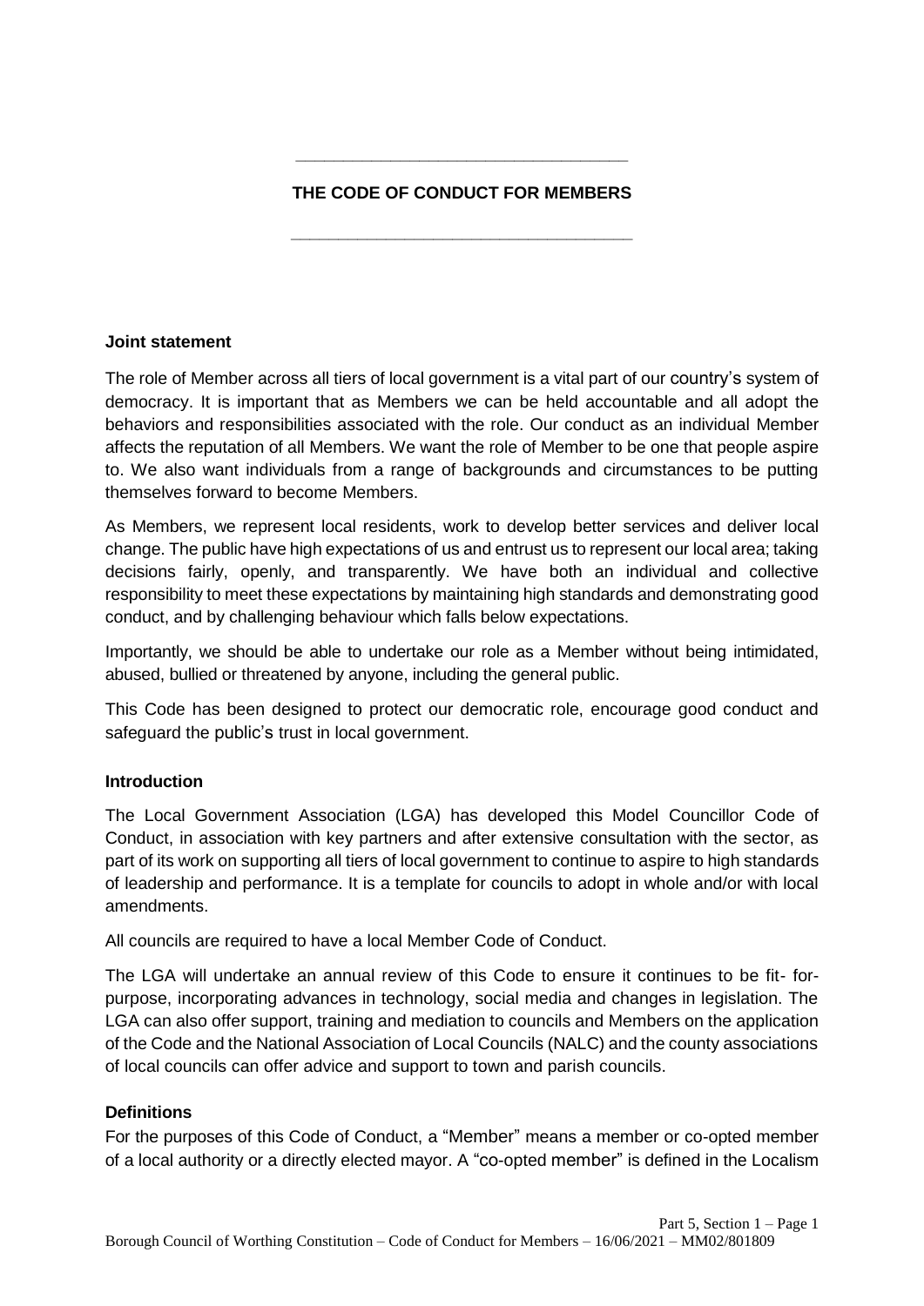# THE CODE OF CONDUCT FOR MEMBERS

**Joint statement**

The role of Member across all tiers of local government is a vital part of our country's system of democracy. It is important that as Members we can be held accountable and all adopt the behaviors and responsibilities associated with the role. Our conduct as an individual Member affects the reputation of all Members. We want the role of Member to be one that people aspire to. We also want individuals from a range of backgrounds and circumstances to be putting themselves forward to become Members.

As Members, we represent local residents, work to develop better services and deliver local change. The public have high expectations of us and entrust us to represent our local area; taking decisions fairly, openly, and transparently. We have both an individual and collective responsibility to meet these expectations by maintaining high standards and demonstrating good conduct, and by challenging behaviour which falls below expectations.

Importantly, we should be able to undertake our role as a Member without being intimidated, abused, bullied or threatened by anyone, including the general public.

This Code has been designed to protect our democratic role, encourage good conduct and safeguard the public's trust in local government.

**Introduction**

The Local Government Association (LGA) has developed this Model Councillor Code of Conduct, in association with key partners and after extensive consultation with the sector, as part of its work on supporting all tiers of local government to continue to aspire to high standards of leadership and performance. It is a template for councils to adopt in whole and/or with local amendments.

All councils are required to have a local Member Code of Conduct.

The LGA will undertake an annual review of this Code to ensure it continues to be fit- for-purpose, incorporating advances in technology, social media and changes in legislation. The LGA can also offer support, training and mediation to councils and Members on the application of the Code and the National Association of Local Councils (NALC) and the county associations of local councils can offer advice and support to town and parish councils.

**Definitions**

For the purposes of this Code of Conduct, a "Member" means a member or co-opted member of a local authority or a directly elected mayor. A "co-opted member" is defined in the Localism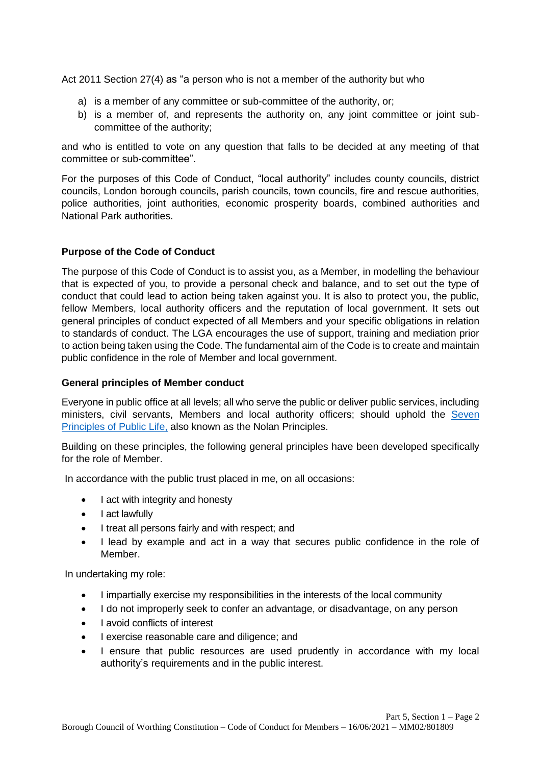Act 2011 Section 27(4) as "a person who is not a member of the authority but who

a) is a member of any committee or sub-committee of the authority, or;
b) is a member of, and represents the authority on, any joint committee or joint sub-committee of the authority;

and who is entitled to vote on any question that falls to be decided at any meeting of that committee or sub-committee".

For the purposes of this Code of Conduct, "local authority" includes county councils, district councils, London borough councils, parish councils, town councils, fire and rescue authorities, police authorities, joint authorities, economic prosperity boards, combined authorities and National Park authorities.

**Purpose of the Code of Conduct**

The purpose of this Code of Conduct is to assist you, as a Member, in modelling the behaviour that is expected of you, to provide a personal check and balance, and to set out the type of conduct that could lead to action being taken against you. It is also to protect you, the public, fellow Members, local authority officers and the reputation of local government. It sets out general principles of conduct expected of all Members and your specific obligations in relation to standards of conduct. The LGA encourages the use of support, training and mediation prior to action being taken using the Code. The fundamental aim of the Code is to create and maintain public confidence in the role of Member and local government.

**General principles of Member conduct**

Everyone in public office at all levels; all who serve the public or deliver public services, including ministers, civil servants, Members and local authority officers; should uphold the Seven Principles of Public Life, also known as the Nolan Principles.

Building on these principles, the following general principles have been developed specifically for the role of Member.

In accordance with the public trust placed in me, on all occasions:

- I act with integrity and honesty
- I act lawfully
- I treat all persons fairly and with respect; and
- I lead by example and act in a way that secures public confidence in the role of Member.

In undertaking my role:

- I impartially exercise my responsibilities in the interests of the local community
- I do not improperly seek to confer an advantage, or disadvantage, on any person
- I avoid conflicts of interest
- I exercise reasonable care and diligence; and
- I ensure that public resources are used prudently in accordance with my local authority's requirements and in the public interest.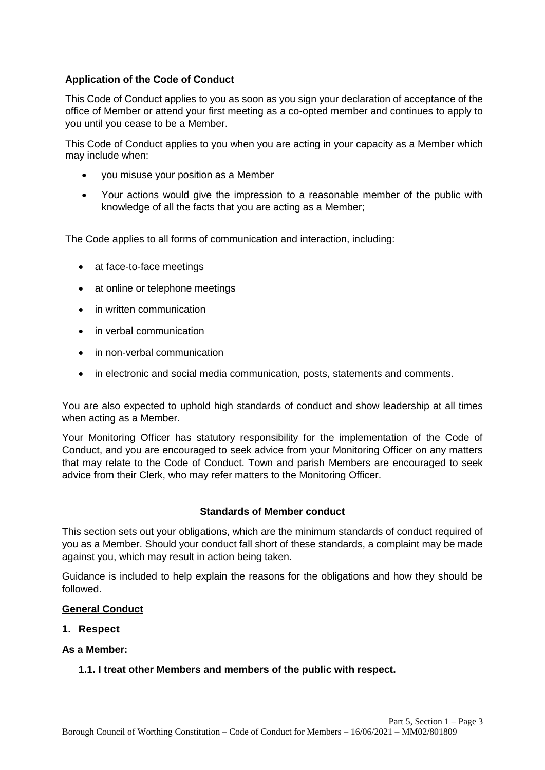### Application of the Code of Conduct

This Code of Conduct applies to you as soon as you sign your declaration of acceptance of the office of Member or attend your first meeting as a co-opted member and continues to apply to you until you cease to be a Member.

This Code of Conduct applies to you when you are acting in your capacity as a Member which may include when:

- you misuse your position as a Member
- Your actions would give the impression to a reasonable member of the public with knowledge of all the facts that you are acting as a Member;

The Code applies to all forms of communication and interaction, including:

- at face-to-face meetings
- at online or telephone meetings
- in written communication
- in verbal communication
- in non-verbal communication
- in electronic and social media communication, posts, statements and comments.

You are also expected to uphold high standards of conduct and show leadership at all times when acting as a Member.

Your Monitoring Officer has statutory responsibility for the implementation of the Code of Conduct, and you are encouraged to seek advice from your Monitoring Officer on any matters that may relate to the Code of Conduct. Town and parish Members are encouraged to seek advice from their Clerk, who may refer matters to the Monitoring Officer.

## Standards of Member conduct

This section sets out your obligations, which are the minimum standards of conduct required of you as a Member. Should your conduct fall short of these standards, a complaint may be made against you, which may result in action being taken.

Guidance is included to help explain the reasons for the obligations and how they should be followed.

**General Conduct**

**1. Respect**

**As a Member:**

**1.1. I treat other Members and members of the public with respect.**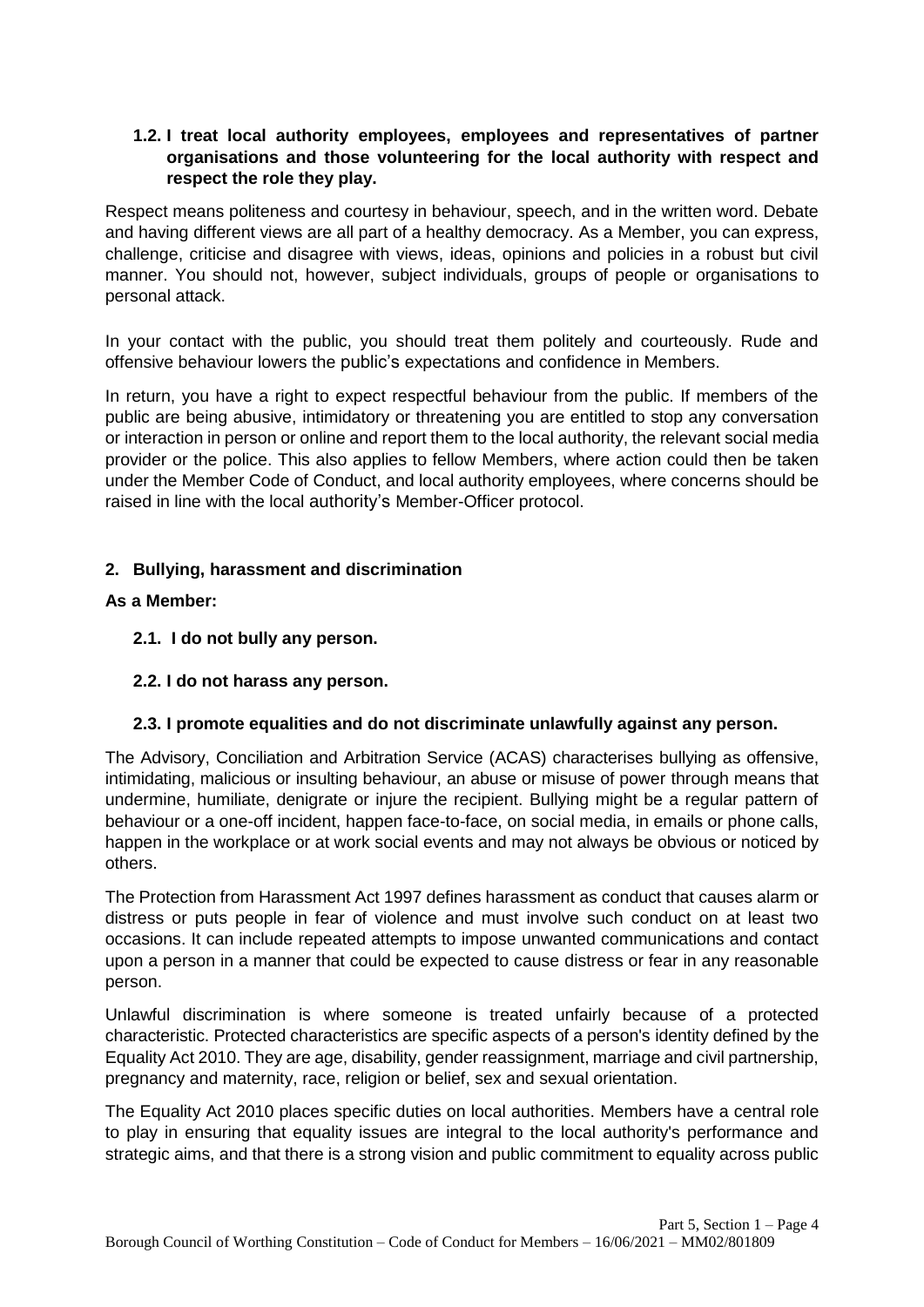### 1.2. I treat local authority employees, employees and representatives of partner organisations and those volunteering for the local authority with respect and respect the role they play.

Respect means politeness and courtesy in behaviour, speech, and in the written word. Debate and having different views are all part of a healthy democracy. As a Member, you can express, challenge, criticise and disagree with views, ideas, opinions and policies in a robust but civil manner. You should not, however, subject individuals, groups of people or organisations to personal attack.

In your contact with the public, you should treat them politely and courteously. Rude and offensive behaviour lowers the public's expectations and confidence in Members.

In return, you have a right to expect respectful behaviour from the public. If members of the public are being abusive, intimidatory or threatening you are entitled to stop any conversation or interaction in person or online and report them to the local authority, the relevant social media provider or the police. This also applies to fellow Members, where action could then be taken under the Member Code of Conduct, and local authority employees, where concerns should be raised in line with the local authority's Member-Officer protocol.

## 2. Bullying, harassment and discrimination

**As a Member:**

### 2.1. I do not bully any person.

### 2.2. I do not harass any person.

### 2.3. I promote equalities and do not discriminate unlawfully against any person.

The Advisory, Conciliation and Arbitration Service (ACAS) characterises bullying as offensive, intimidating, malicious or insulting behaviour, an abuse or misuse of power through means that undermine, humiliate, denigrate or injure the recipient. Bullying might be a regular pattern of behaviour or a one-off incident, happen face-to-face, on social media, in emails or phone calls, happen in the workplace or at work social events and may not always be obvious or noticed by others.

The Protection from Harassment Act 1997 defines harassment as conduct that causes alarm or distress or puts people in fear of violence and must involve such conduct on at least two occasions. It can include repeated attempts to impose unwanted communications and contact upon a person in a manner that could be expected to cause distress or fear in any reasonable person.

Unlawful discrimination is where someone is treated unfairly because of a protected characteristic. Protected characteristics are specific aspects of a person's identity defined by the Equality Act 2010. They are age, disability, gender reassignment, marriage and civil partnership, pregnancy and maternity, race, religion or belief, sex and sexual orientation.

The Equality Act 2010 places specific duties on local authorities. Members have a central role to play in ensuring that equality issues are integral to the local authority's performance and strategic aims, and that there is a strong vision and public commitment to equality across public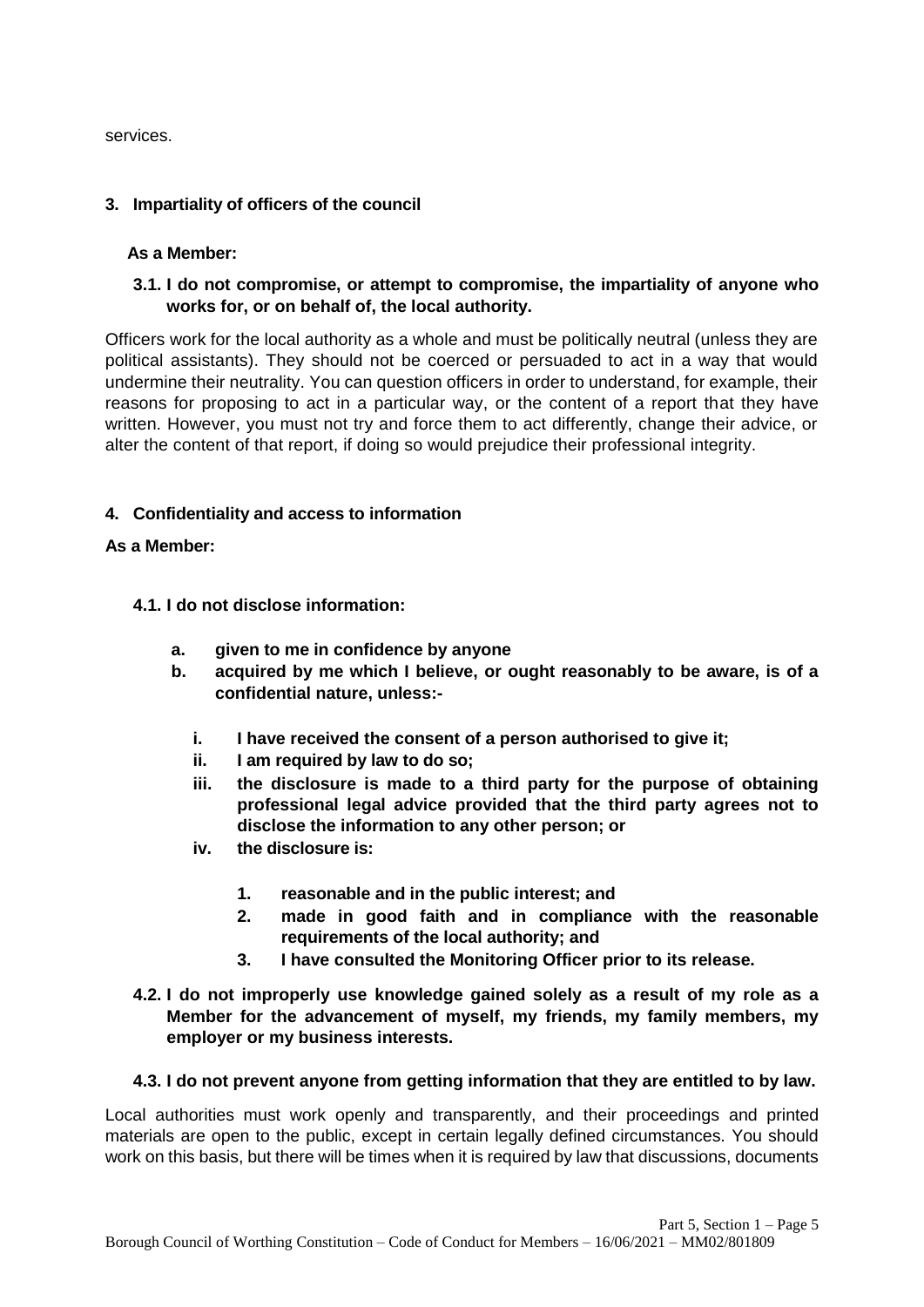services.

## 3. Impartiality of officers of the council

**As a Member:**

**3.1. I do not compromise, or attempt to compromise, the impartiality of anyone who works for, or on behalf of, the local authority.**

Officers work for the local authority as a whole and must be politically neutral (unless they are political assistants). They should not be coerced or persuaded to act in a way that would undermine their neutrality. You can question officers in order to understand, for example, their reasons for proposing to act in a particular way, or the content of a report that they have written. However, you must not try and force them to act differently, change their advice, or alter the content of that report, if doing so would prejudice their professional integrity.

## 4. Confidentiality and access to information

**As a Member:**

**4.1. I do not disclose information:**

- **a. given to me in confidence by anyone**
- **b. acquired by me which I believe, or ought reasonably to be aware, is of a confidential nature, unless:-**
  - **i. I have received the consent of a person authorised to give it;**
  - **ii. I am required by law to do so;**
  - **iii. the disclosure is made to a third party for the purpose of obtaining professional legal advice provided that the third party agrees not to disclose the information to any other person; or**
  - **iv. the disclosure is:**
    1. **reasonable and in the public interest; and**
    2. **made in good faith and in compliance with the reasonable requirements of the local authority; and**
    3. **I have consulted the Monitoring Officer prior to its release.**

**4.2. I do not improperly use knowledge gained solely as a result of my role as a Member for the advancement of myself, my friends, my family members, my employer or my business interests.**

**4.3. I do not prevent anyone from getting information that they are entitled to by law.**

Local authorities must work openly and transparently, and their proceedings and printed materials are open to the public, except in certain legally defined circumstances. You should work on this basis, but there will be times when it is required by law that discussions, documents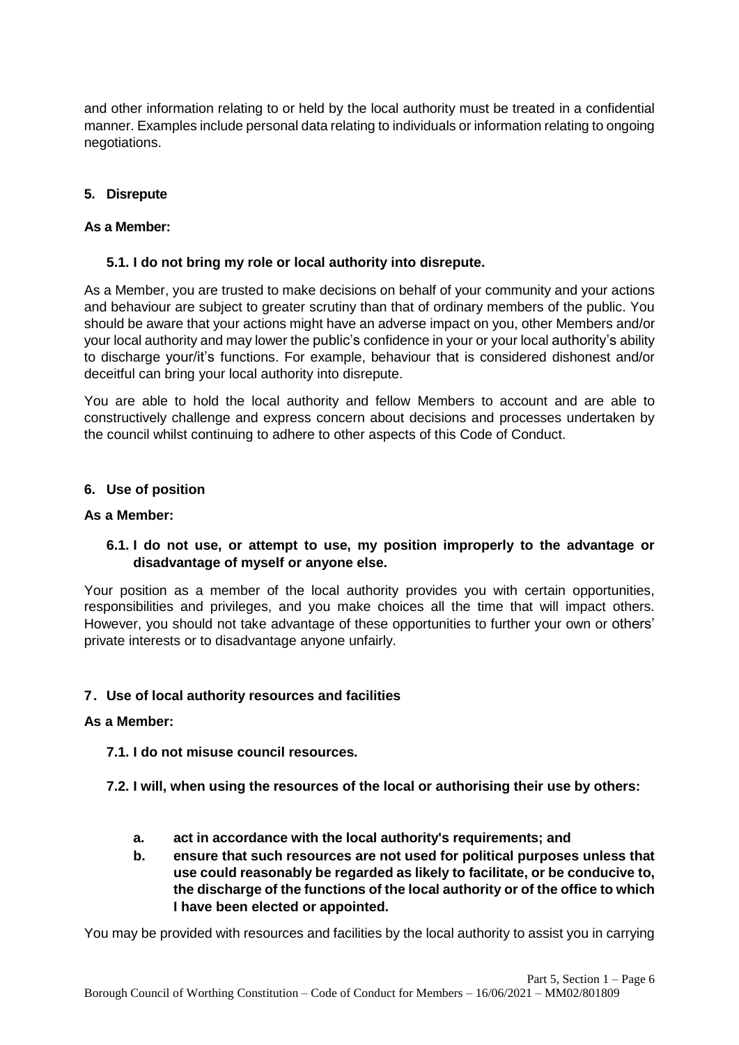and other information relating to or held by the local authority must be treated in a confidential manner. Examples include personal data relating to individuals or information relating to ongoing negotiations.

### 5. Disrepute

**As a Member:**

**5.1. I do not bring my role or local authority into disrepute.**

As a Member, you are trusted to make decisions on behalf of your community and your actions and behaviour are subject to greater scrutiny than that of ordinary members of the public. You should be aware that your actions might have an adverse impact on you, other Members and/or your local authority and may lower the public's confidence in your or your local authority's ability to discharge your/it's functions. For example, behaviour that is considered dishonest and/or deceitful can bring your local authority into disrepute.

You are able to hold the local authority and fellow Members to account and are able to constructively challenge and express concern about decisions and processes undertaken by the council whilst continuing to adhere to other aspects of this Code of Conduct.

### 6. Use of position

**As a Member:**

**6.1. I do not use, or attempt to use, my position improperly to the advantage or disadvantage of myself or anyone else.**

Your position as a member of the local authority provides you with certain opportunities, responsibilities and privileges, and you make choices all the time that will impact others. However, you should not take advantage of these opportunities to further your own or others' private interests or to disadvantage anyone unfairly.

### 7. Use of local authority resources and facilities

**As a Member:**

**7.1. I do not misuse council resources.**

**7.2. I will, when using the resources of the local or authorising their use by others:**

- **a. act in accordance with the local authority's requirements; and**
- **b. ensure that such resources are not used for political purposes unless that use could reasonably be regarded as likely to facilitate, or be conducive to, the discharge of the functions of the local authority or of the office to which I have been elected or appointed.**

You may be provided with resources and facilities by the local authority to assist you in carrying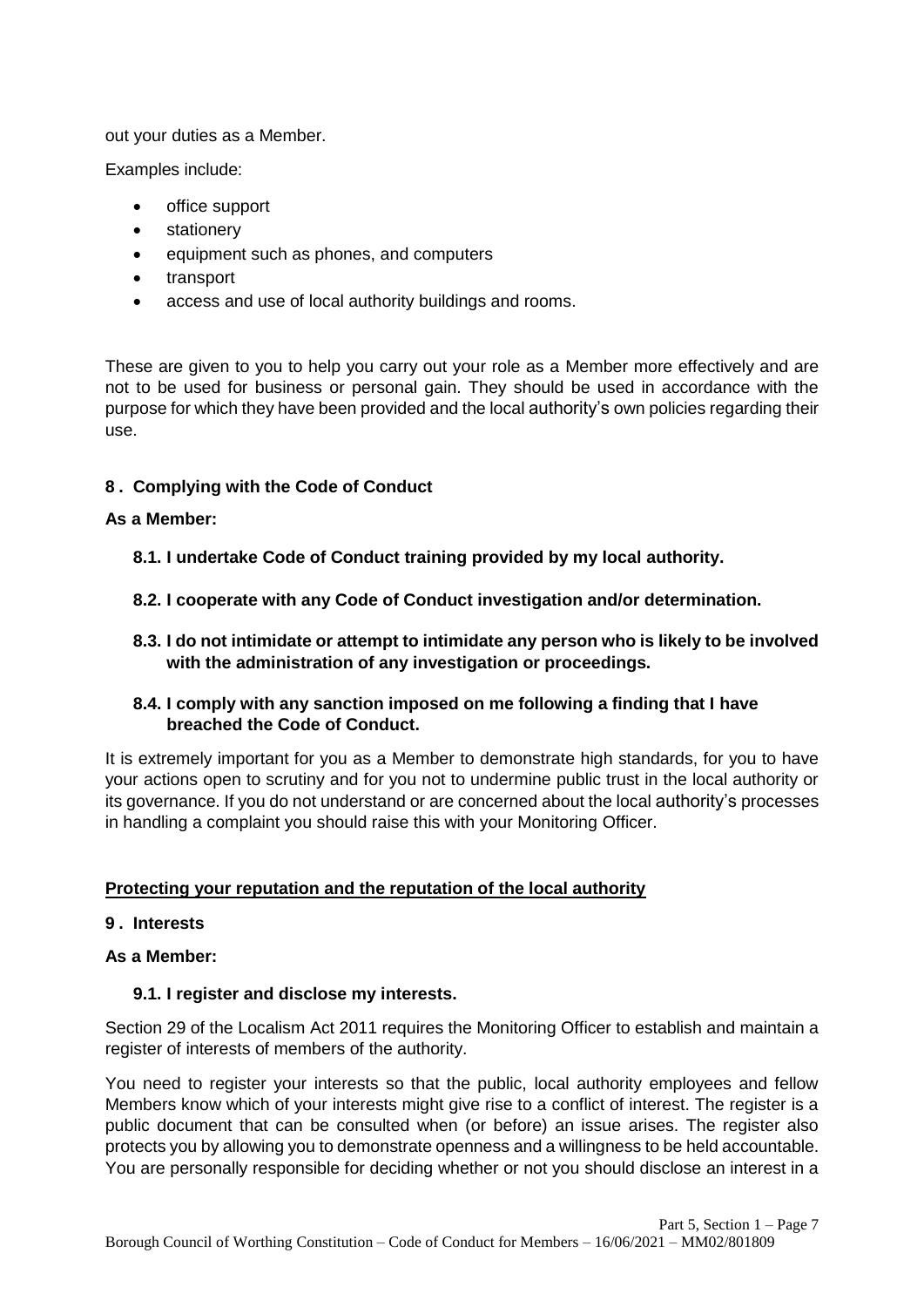out your duties as a Member.

Examples include:

- office support
- stationery
- equipment such as phones, and computers
- transport
- access and use of local authority buildings and rooms.

These are given to you to help you carry out your role as a Member more effectively and are not to be used for business or personal gain. They should be used in accordance with the purpose for which they have been provided and the local authority's own policies regarding their use.

### 8. Complying with the Code of Conduct

**As a Member:**

**8.1. I undertake Code of Conduct training provided by my local authority.**

**8.2. I cooperate with any Code of Conduct investigation and/or determination.**

**8.3. I do not intimidate or attempt to intimidate any person who is likely to be involved with the administration of any investigation or proceedings.**

**8.4. I comply with any sanction imposed on me following a finding that I have breached the Code of Conduct.**

It is extremely important for you as a Member to demonstrate high standards, for you to have your actions open to scrutiny and for you not to undermine public trust in the local authority or its governance. If you do not understand or are concerned about the local authority's processes in handling a complaint you should raise this with your Monitoring Officer.

## Protecting your reputation and the reputation of the local authority

### 9. Interests

**As a Member:**

**9.1. I register and disclose my interests.**

Section 29 of the Localism Act 2011 requires the Monitoring Officer to establish and maintain a register of interests of members of the authority.

You need to register your interests so that the public, local authority employees and fellow Members know which of your interests might give rise to a conflict of interest. The register is a public document that can be consulted when (or before) an issue arises. The register also protects you by allowing you to demonstrate openness and a willingness to be held accountable. You are personally responsible for deciding whether or not you should disclose an interest in a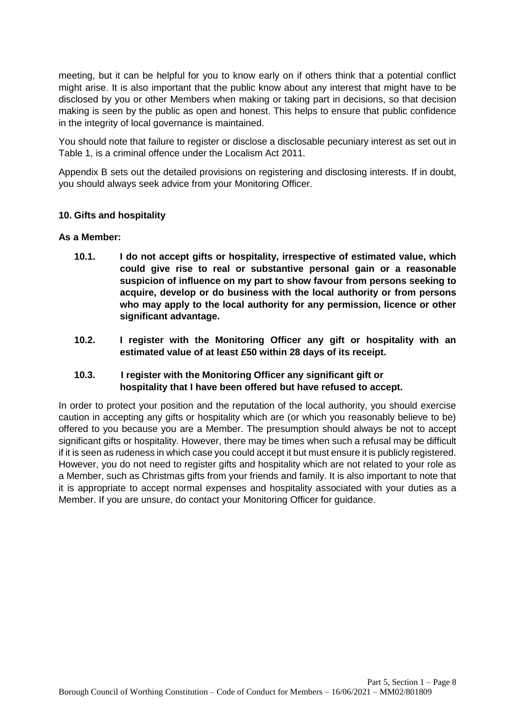meeting, but it can be helpful for you to know early on if others think that a potential conflict might arise. It is also important that the public know about any interest that might have to be disclosed by you or other Members when making or taking part in decisions, so that decision making is seen by the public as open and honest. This helps to ensure that public confidence in the integrity of local governance is maintained.

You should note that failure to register or disclose a disclosable pecuniary interest as set out in Table 1, is a criminal offence under the Localism Act 2011.

Appendix B sets out the detailed provisions on registering and disclosing interests. If in doubt, you should always seek advice from your Monitoring Officer.

### 10. Gifts and hospitality

**As a Member:**

**10.1. I do not accept gifts or hospitality, irrespective of estimated value, which could give rise to real or substantive personal gain or a reasonable suspicion of influence on my part to show favour from persons seeking to acquire, develop or do business with the local authority or from persons who may apply to the local authority for any permission, licence or other significant advantage.**

**10.2. I register with the Monitoring Officer any gift or hospitality with an estimated value of at least £50 within 28 days of its receipt.**

**10.3. I register with the Monitoring Officer any significant gift or hospitality that I have been offered but have refused to accept.**

In order to protect your position and the reputation of the local authority, you should exercise caution in accepting any gifts or hospitality which are (or which you reasonably believe to be) offered to you because you are a Member. The presumption should always be not to accept significant gifts or hospitality. However, there may be times when such a refusal may be difficult if it is seen as rudeness in which case you could accept it but must ensure it is publicly registered. However, you do not need to register gifts and hospitality which are not related to your role as a Member, such as Christmas gifts from your friends and family. It is also important to note that it is appropriate to accept normal expenses and hospitality associated with your duties as a Member. If you are unsure, do contact your Monitoring Officer for guidance.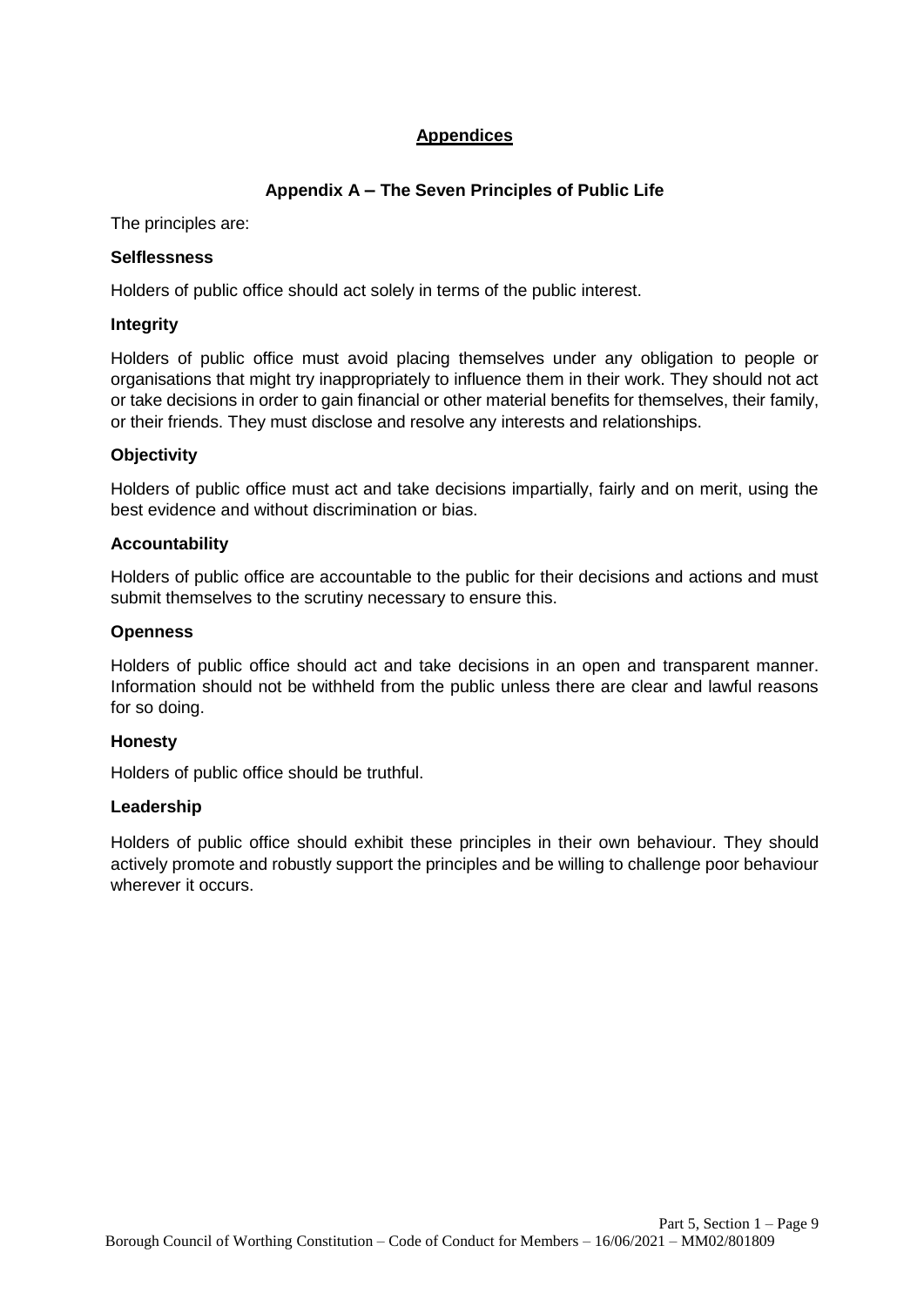## Appendices

### Appendix A – The Seven Principles of Public Life

The principles are:

**Selflessness**

Holders of public office should act solely in terms of the public interest.

**Integrity**

Holders of public office must avoid placing themselves under any obligation to people or organisations that might try inappropriately to influence them in their work. They should not act or take decisions in order to gain financial or other material benefits for themselves, their family, or their friends. They must disclose and resolve any interests and relationships.

**Objectivity**

Holders of public office must act and take decisions impartially, fairly and on merit, using the best evidence and without discrimination or bias.

**Accountability**

Holders of public office are accountable to the public for their decisions and actions and must submit themselves to the scrutiny necessary to ensure this.

**Openness**

Holders of public office should act and take decisions in an open and transparent manner. Information should not be withheld from the public unless there are clear and lawful reasons for so doing.

**Honesty**

Holders of public office should be truthful.

**Leadership**

Holders of public office should exhibit these principles in their own behaviour. They should actively promote and robustly support the principles and be willing to challenge poor behaviour wherever it occurs.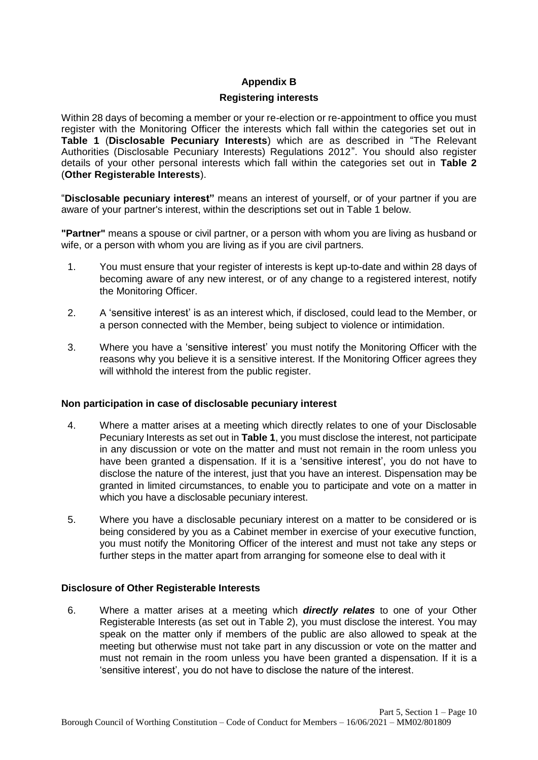**Appendix B**

**Registering interests**

Within 28 days of becoming a member or your re-election or re-appointment to office you must register with the Monitoring Officer the interests which fall within the categories set out in **Table 1** (**Disclosable Pecuniary Interests**) which are as described in "The Relevant Authorities (Disclosable Pecuniary Interests) Regulations 2012". You should also register details of your other personal interests which fall within the categories set out in **Table 2** (**Other Registerable Interests**).

"**Disclosable pecuniary interest"** means an interest of yourself, or of your partner if you are aware of your partner's interest, within the descriptions set out in Table 1 below.

**"Partner"** means a spouse or civil partner, or a person with whom you are living as husband or wife, or a person with whom you are living as if you are civil partners.

1. You must ensure that your register of interests is kept up-to-date and within 28 days of becoming aware of any new interest, or of any change to a registered interest, notify the Monitoring Officer.
2. A 'sensitive interest' is as an interest which, if disclosed, could lead to the Member, or a person connected with the Member, being subject to violence or intimidation.
3. Where you have a 'sensitive interest' you must notify the Monitoring Officer with the reasons why you believe it is a sensitive interest. If the Monitoring Officer agrees they will withhold the interest from the public register.

**Non participation in case of disclosable pecuniary interest**

4. Where a matter arises at a meeting which directly relates to one of your Disclosable Pecuniary Interests as set out in **Table 1**, you must disclose the interest, not participate in any discussion or vote on the matter and must not remain in the room unless you have been granted a dispensation. If it is a 'sensitive interest', you do not have to disclose the nature of the interest, just that you have an interest. Dispensation may be granted in limited circumstances, to enable you to participate and vote on a matter in which you have a disclosable pecuniary interest.
5. Where you have a disclosable pecuniary interest on a matter to be considered or is being considered by you as a Cabinet member in exercise of your executive function, you must notify the Monitoring Officer of the interest and must not take any steps or further steps in the matter apart from arranging for someone else to deal with it

**Disclosure of Other Registerable Interests**

6. Where a matter arises at a meeting which ***directly relates*** to one of your Other Registerable Interests (as set out in Table 2), you must disclose the interest. You may speak on the matter only if members of the public are also allowed to speak at the meeting but otherwise must not take part in any discussion or vote on the matter and must not remain in the room unless you have been granted a dispensation. If it is a 'sensitive interest', you do not have to disclose the nature of the interest.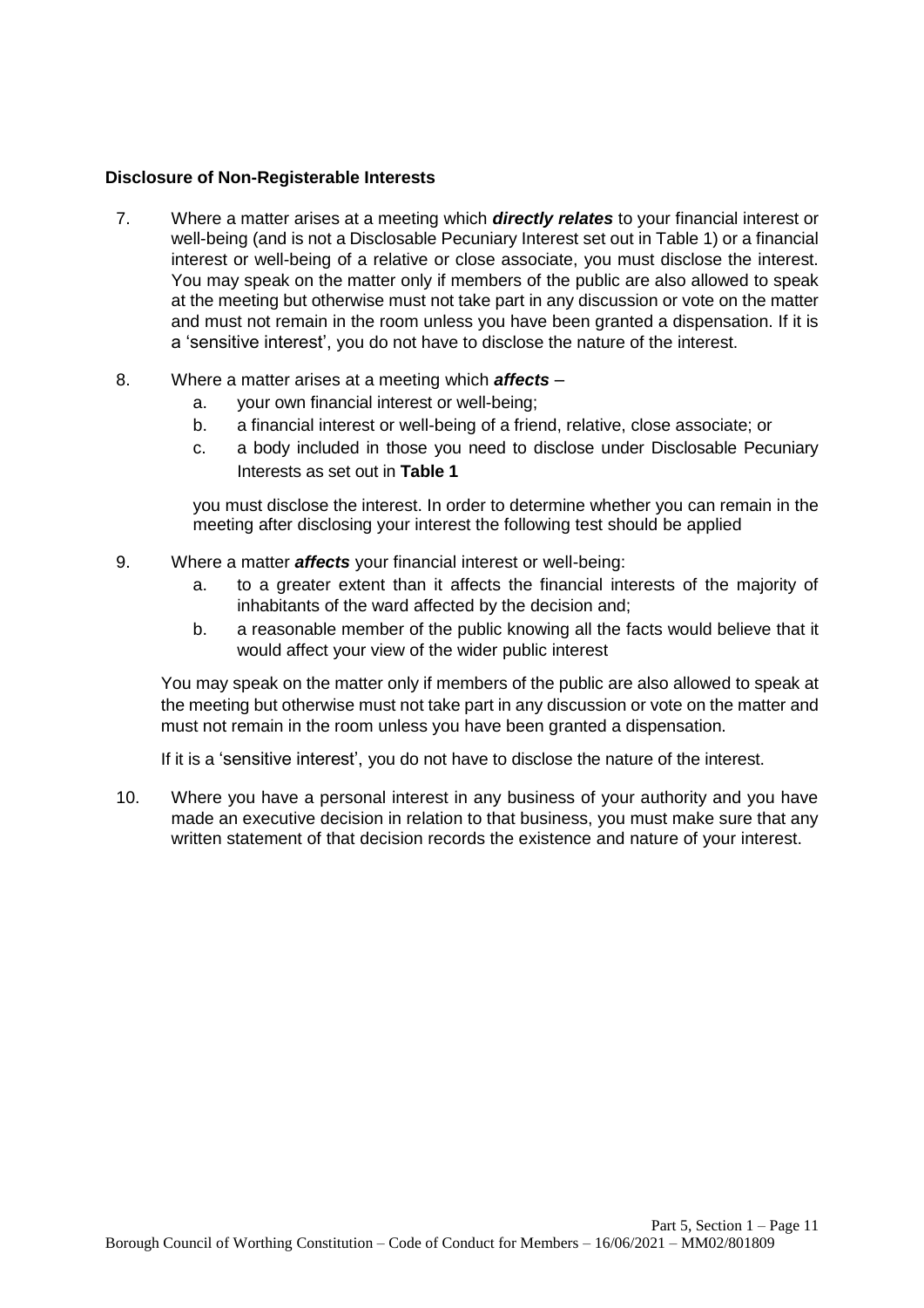**Disclosure of Non-Registerable Interests**

7. Where a matter arises at a meeting which ***directly relates*** to your financial interest or well-being (and is not a Disclosable Pecuniary Interest set out in Table 1) or a financial interest or well-being of a relative or close associate, you must disclose the interest. You may speak on the matter only if members of the public are also allowed to speak at the meeting but otherwise must not take part in any discussion or vote on the matter and must not remain in the room unless you have been granted a dispensation. If it is a 'sensitive interest', you do not have to disclose the nature of the interest.

8. Where a matter arises at a meeting which ***affects*** –
   a. your own financial interest or well-being;
   b. a financial interest or well-being of a friend, relative, close associate; or
   c. a body included in those you need to disclose under Disclosable Pecuniary Interests as set out in **Table 1**

   you must disclose the interest. In order to determine whether you can remain in the meeting after disclosing your interest the following test should be applied

9. Where a matter ***affects*** your financial interest or well-being:
   a. to a greater extent than it affects the financial interests of the majority of inhabitants of the ward affected by the decision and;
   b. a reasonable member of the public knowing all the facts would believe that it would affect your view of the wider public interest

   You may speak on the matter only if members of the public are also allowed to speak at the meeting but otherwise must not take part in any discussion or vote on the matter and must not remain in the room unless you have been granted a dispensation.

   If it is a 'sensitive interest', you do not have to disclose the nature of the interest.

10. Where you have a personal interest in any business of your authority and you have made an executive decision in relation to that business, you must make sure that any written statement of that decision records the existence and nature of your interest.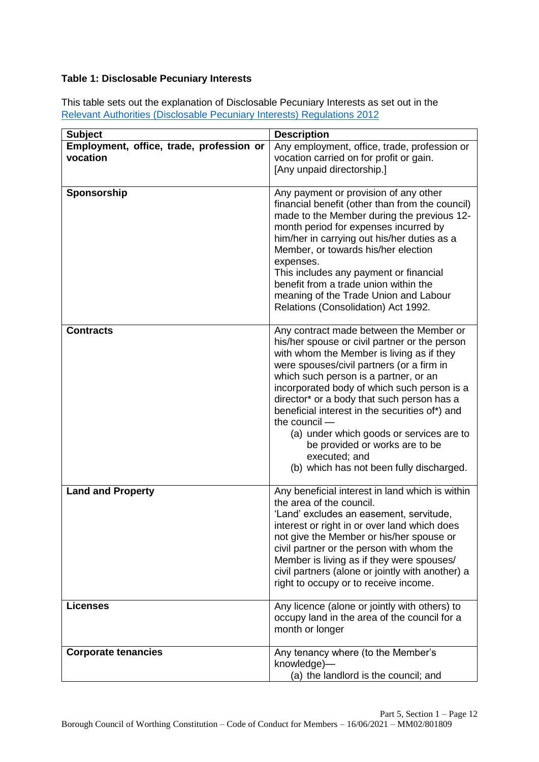**Table 1: Disclosable Pecuniary Interests**

This table sets out the explanation of Disclosable Pecuniary Interests as set out in the Relevant Authorities (Disclosable Pecuniary Interests) Regulations 2012

| Subject | Description |
|---|---|
| **Employment, office, trade, profession or vocation** | Any employment, office, trade, profession or vocation carried on for profit or gain.<br>[Any unpaid directorship.] |
| **Sponsorship** | Any payment or provision of any other financial benefit (other than from the council) made to the Member during the previous 12-month period for expenses incurred by him/her in carrying out his/her duties as a Member, or towards his/her election expenses.<br>This includes any payment or financial benefit from a trade union within the meaning of the Trade Union and Labour Relations (Consolidation) Act 1992. |
| **Contracts** | Any contract made between the Member or his/her spouse or civil partner or the person with whom the Member is living as if they were spouses/civil partners (or a firm in which such person is a partner, or an incorporated body of which such person is a director* or a body that such person has a beneficial interest in the securities of*) and the council —<br>(a) under which goods or services are to be provided or works are to be executed; and<br>(b) which has not been fully discharged. |
| **Land and Property** | Any beneficial interest in land which is within the area of the council.<br>'Land' excludes an easement, servitude, interest or right in or over land which does not give the Member or his/her spouse or civil partner or the person with whom the Member is living as if they were spouses/ civil partners (alone or jointly with another) a right to occupy or to receive income. |
| **Licenses** | Any licence (alone or jointly with others) to occupy land in the area of the council for a month or longer |
| **Corporate tenancies** | Any tenancy where (to the Member's knowledge)—<br>(a) the landlord is the council; and |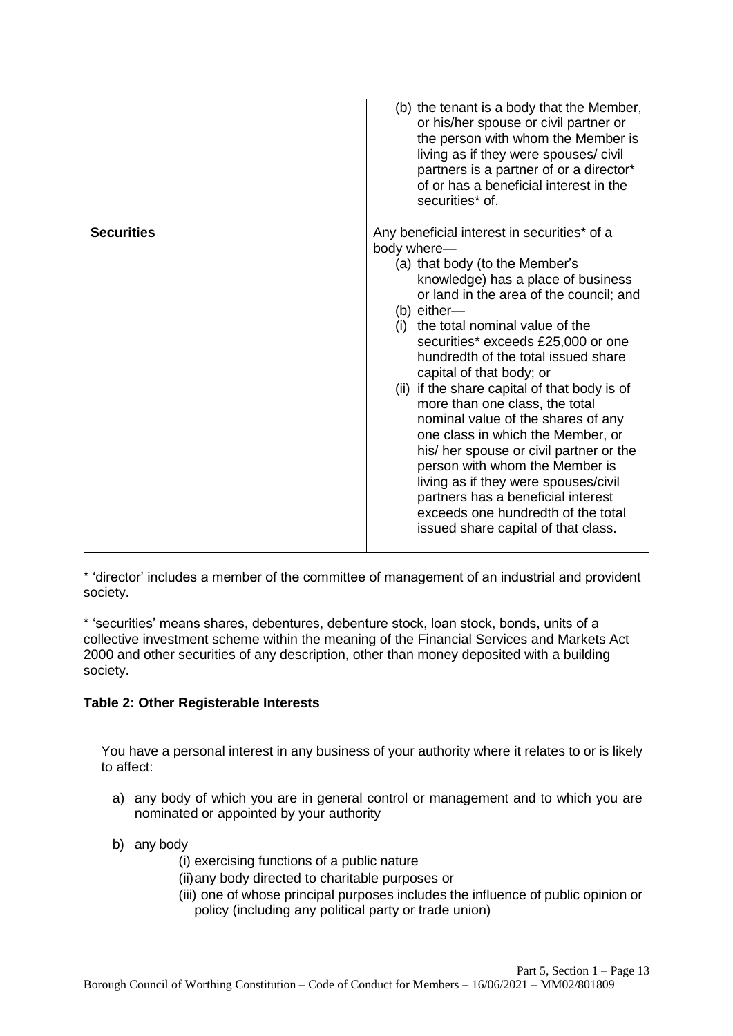| | |
|---|---|
| | (b) the tenant is a body that the Member, or his/her spouse or civil partner or the person with whom the Member is living as if they were spouses/ civil partners is a partner of or a director* of or has a beneficial interest in the securities* of. |
| **Securities** | Any beneficial interest in securities* of a body where— (a) that body (to the Member's knowledge) has a place of business or land in the area of the council; and (b) either— (i) the total nominal value of the securities* exceeds £25,000 or one hundredth of the total issued share capital of that body; or (ii) if the share capital of that body is of more than one class, the total nominal value of the shares of any one class in which the Member, or his/ her spouse or civil partner or the person with whom the Member is living as if they were spouses/civil partners has a beneficial interest exceeds one hundredth of the total issued share capital of that class. |

* 'director' includes a member of the committee of management of an industrial and provident society.

* 'securities' means shares, debentures, debenture stock, loan stock, bonds, units of a collective investment scheme within the meaning of the Financial Services and Markets Act 2000 and other securities of any description, other than money deposited with a building society.

**Table 2: Other Registerable Interests**

You have a personal interest in any business of your authority where it relates to or is likely to affect:

a) any body of which you are in general control or management and to which you are nominated or appointed by your authority

b) any body
   (i) exercising functions of a public nature
   (ii) any body directed to charitable purposes or
   (iii) one of whose principal purposes includes the influence of public opinion or policy (including any political party or trade union)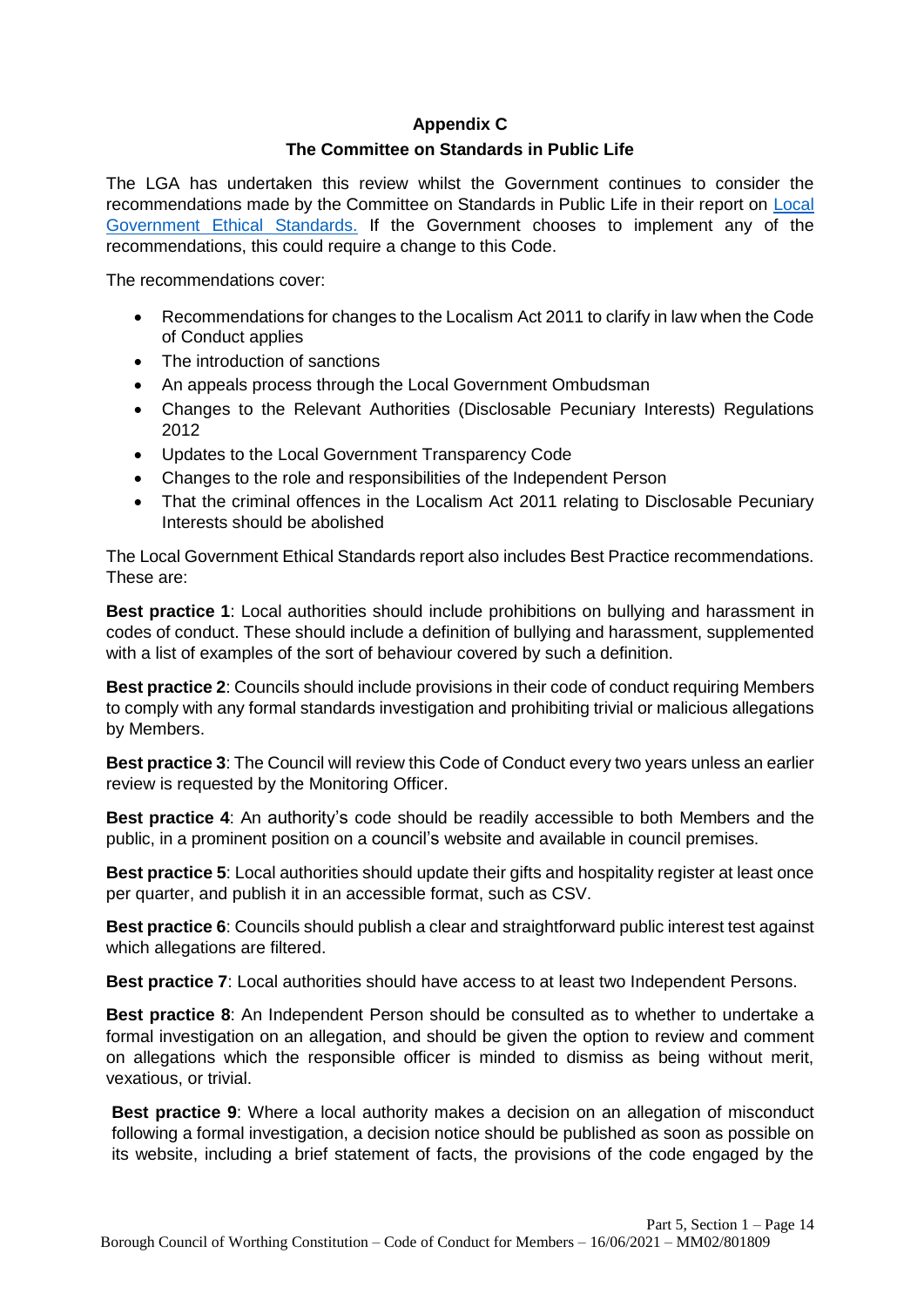## Appendix C

## The Committee on Standards in Public Life

The LGA has undertaken this review whilst the Government continues to consider the recommendations made by the Committee on Standards in Public Life in their report on [Local Government Ethical Standards.](#) If the Government chooses to implement any of the recommendations, this could require a change to this Code.

The recommendations cover:

- Recommendations for changes to the Localism Act 2011 to clarify in law when the Code of Conduct applies
- The introduction of sanctions
- An appeals process through the Local Government Ombudsman
- Changes to the Relevant Authorities (Disclosable Pecuniary Interests) Regulations 2012
- Updates to the Local Government Transparency Code
- Changes to the role and responsibilities of the Independent Person
- That the criminal offences in the Localism Act 2011 relating to Disclosable Pecuniary Interests should be abolished

The Local Government Ethical Standards report also includes Best Practice recommendations. These are:

**Best practice 1**: Local authorities should include prohibitions on bullying and harassment in codes of conduct. These should include a definition of bullying and harassment, supplemented with a list of examples of the sort of behaviour covered by such a definition.

**Best practice 2**: Councils should include provisions in their code of conduct requiring Members to comply with any formal standards investigation and prohibiting trivial or malicious allegations by Members.

**Best practice 3**: The Council will review this Code of Conduct every two years unless an earlier review is requested by the Monitoring Officer.

**Best practice 4**: An authority's code should be readily accessible to both Members and the public, in a prominent position on a council's website and available in council premises.

**Best practice 5**: Local authorities should update their gifts and hospitality register at least once per quarter, and publish it in an accessible format, such as CSV.

**Best practice 6**: Councils should publish a clear and straightforward public interest test against which allegations are filtered.

**Best practice 7**: Local authorities should have access to at least two Independent Persons.

**Best practice 8**: An Independent Person should be consulted as to whether to undertake a formal investigation on an allegation, and should be given the option to review and comment on allegations which the responsible officer is minded to dismiss as being without merit, vexatious, or trivial.

**Best practice 9**: Where a local authority makes a decision on an allegation of misconduct following a formal investigation, a decision notice should be published as soon as possible on its website, including a brief statement of facts, the provisions of the code engaged by the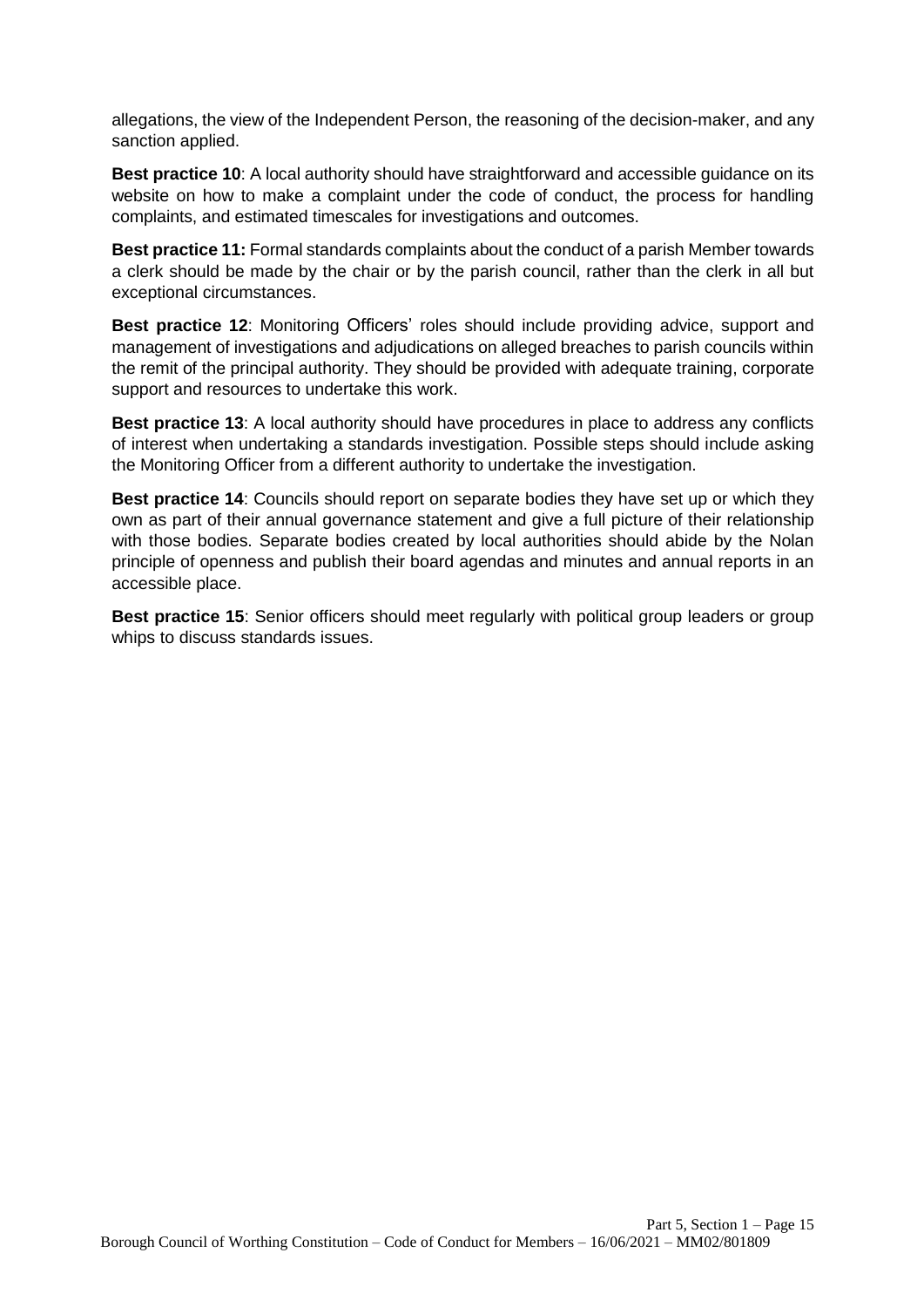allegations, the view of the Independent Person, the reasoning of the decision-maker, and any sanction applied.

**Best practice 10**: A local authority should have straightforward and accessible guidance on its website on how to make a complaint under the code of conduct, the process for handling complaints, and estimated timescales for investigations and outcomes.

**Best practice 11:** Formal standards complaints about the conduct of a parish Member towards a clerk should be made by the chair or by the parish council, rather than the clerk in all but exceptional circumstances.

**Best practice 12**: Monitoring Officers' roles should include providing advice, support and management of investigations and adjudications on alleged breaches to parish councils within the remit of the principal authority. They should be provided with adequate training, corporate support and resources to undertake this work.

**Best practice 13**: A local authority should have procedures in place to address any conflicts of interest when undertaking a standards investigation. Possible steps should include asking the Monitoring Officer from a different authority to undertake the investigation.

**Best practice 14**: Councils should report on separate bodies they have set up or which they own as part of their annual governance statement and give a full picture of their relationship with those bodies. Separate bodies created by local authorities should abide by the Nolan principle of openness and publish their board agendas and minutes and annual reports in an accessible place.

**Best practice 15**: Senior officers should meet regularly with political group leaders or group whips to discuss standards issues.